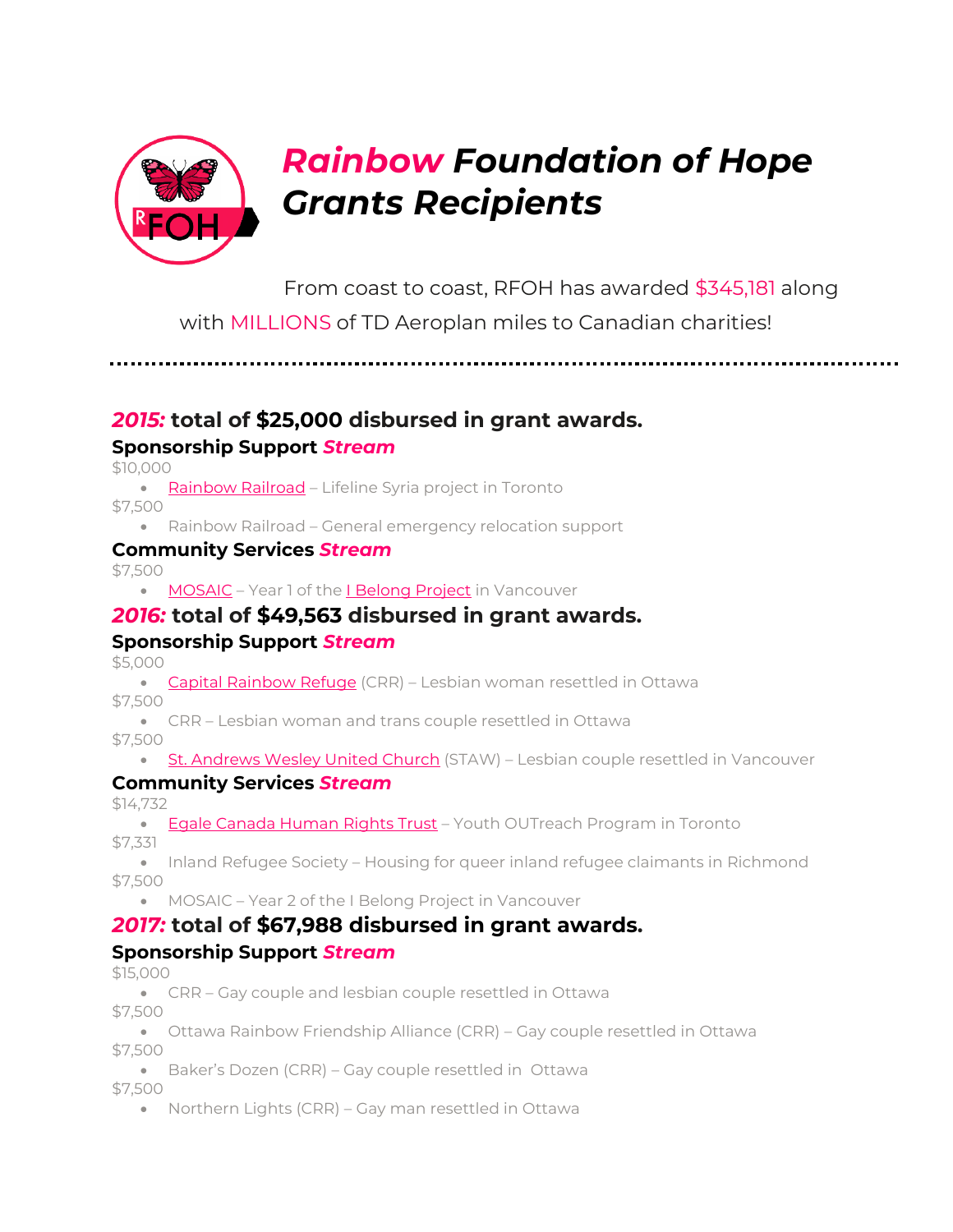# *Rainbow* Foundation of Hope Grants Recipients

From coast to coast, RFOH has awarded $345,181 along with MILLIONS of TD Aeroplan miles to Canadian charities!

---

## *2015:* total of $25,000 disbursed in grant awards.

### Sponsorship Support *Stream*

$10,000

- Rainbow Railroad – Lifeline Syria project in Toronto

$7,500

- Rainbow Railroad – General emergency relocation support

### Community Services *Stream*

$7,500

- MOSAIC – Year 1 of the I Belong Project in Vancouver

## *2016:* total of $49,563 disbursed in grant awards.

### Sponsorship Support *Stream*

$5,000

- Capital Rainbow Refuge (CRR) – Lesbian woman resettled in Ottawa

$7,500

- CRR – Lesbian woman and trans couple resettled in Ottawa

$7,500

- St. Andrews Wesley United Church (STAW) – Lesbian couple resettled in Vancouver

### Community Services *Stream*

$14,732

- Egale Canada Human Rights Trust – Youth OUTreach Program in Toronto

$7,331

- Inland Refugee Society – Housing for queer inland refugee claimants in Richmond

$7,500

- MOSAIC – Year 2 of the I Belong Project in Vancouver

## *2017:* total of $67,988 disbursed in grant awards.

### Sponsorship Support *Stream*

$15,000

- CRR – Gay couple and lesbian couple resettled in Ottawa

$7,500

- Ottawa Rainbow Friendship Alliance (CRR) – Gay couple resettled in Ottawa

$7,500

- Baker's Dozen (CRR) – Gay couple resettled in Ottawa

$7,500

- Northern Lights (CRR) – Gay man resettled in Ottawa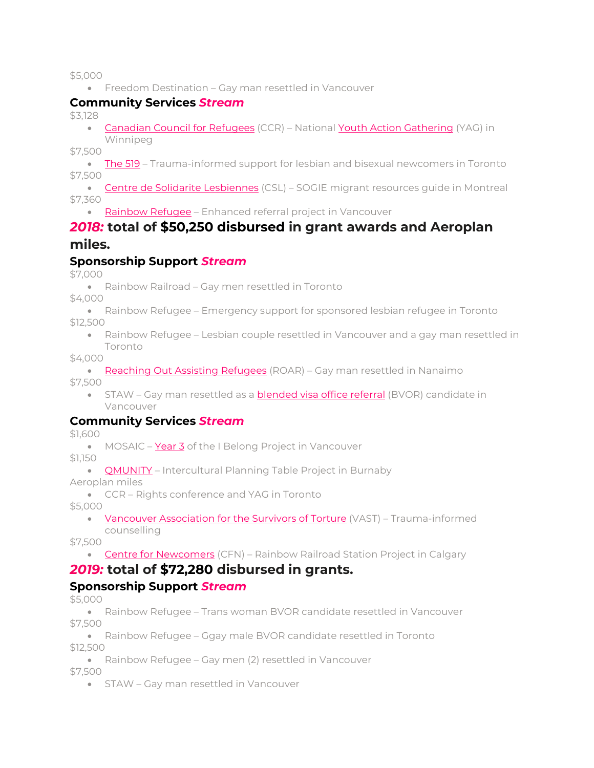$5,000

- Freedom Destination – Gay man resettled in Vancouver

### Community Services *Stream*

$3,128

- Canadian Council for Refugees (CCR) – National Youth Action Gathering (YAG) in Winnipeg

$7,500

- The 519 – Trauma-informed support for lesbian and bisexual newcomers in Toronto

$7,500

- Centre de Solidarite Lesbiennes (CSL) – SOGIE migrant resources guide in Montreal

$7,360

- Rainbow Refugee – Enhanced referral project in Vancouver

## *2018:* total of $50,250 disbursed in grant awards and Aeroplan miles.

### Sponsorship Support *Stream*

$7,000

- Rainbow Railroad – Gay men resettled in Toronto

$4,000

- Rainbow Refugee – Emergency support for sponsored lesbian refugee in Toronto

$12,500

- Rainbow Refugee – Lesbian couple resettled in Vancouver and a gay man resettled in Toronto

$4,000

- Reaching Out Assisting Refugees (ROAR) – Gay man resettled in Nanaimo

$7,500

- STAW – Gay man resettled as a blended visa office referral (BVOR) candidate in Vancouver

### Community Services *Stream*

$1,600

- MOSAIC – Year 3 of the I Belong Project in Vancouver

$1,150

- QMUNITY – Intercultural Planning Table Project in Burnaby

Aeroplan miles

- CCR – Rights conference and YAG in Toronto

$5,000

- Vancouver Association for the Survivors of Torture (VAST) – Trauma-informed counselling

$7,500

- Centre for Newcomers (CFN) – Rainbow Railroad Station Project in Calgary

## *2019:* total of $72,280 disbursed in grants.

### Sponsorship Support *Stream*

$5,000

- Rainbow Refugee – Trans woman BVOR candidate resettled in Vancouver

$7,500

- Rainbow Refugee – Ggay male BVOR candidate resettled in Toronto

$12,500

- Rainbow Refugee – Gay men (2) resettled in Vancouver

$7,500

- STAW – Gay man resettled in Vancouver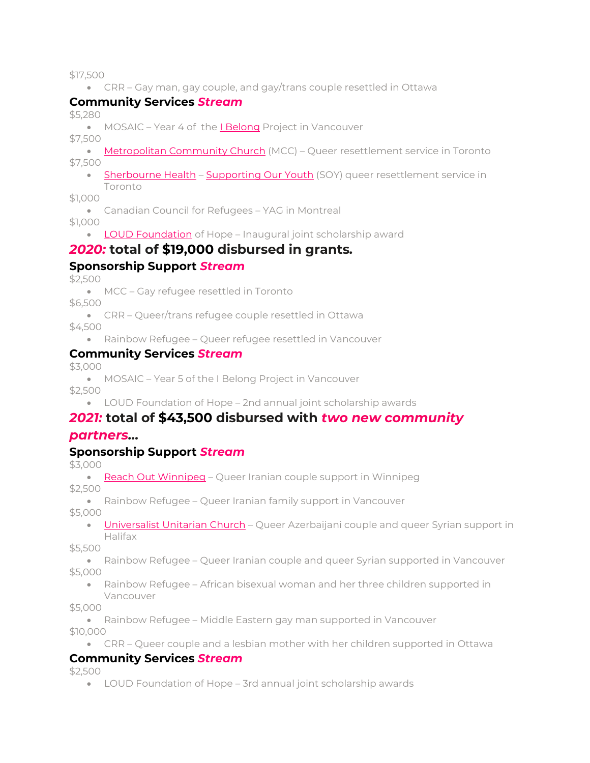$17,500

- CRR – Gay man, gay couple, and gay/trans couple resettled in Ottawa

### Community Services *Stream*

$5,280

- MOSAIC – Year 4 of the I Belong Project in Vancouver

$7,500

- Metropolitan Community Church (MCC) – Queer resettlement service in Toronto

$7,500

- Sherbourne Health – Supporting Our Youth (SOY) queer resettlement service in Toronto

$1,000

- Canadian Council for Refugees – YAG in Montreal

$1,000

- LOUD Foundation of Hope – Inaugural joint scholarship award

## *2020:* total of $19,000 disbursed in grants.

### Sponsorship Support *Stream*

$2,500

- MCC – Gay refugee resettled in Toronto

$6,500

- CRR – Queer/trans refugee couple resettled in Ottawa

$4,500

- Rainbow Refugee – Queer refugee resettled in Vancouver

### Community Services *Stream*

$3,000

- MOSAIC – Year 5 of the I Belong Project in Vancouver

$2,500

- LOUD Foundation of Hope – 2nd annual joint scholarship awards

## *2021:* total of $43,500 disbursed with *two new community partners…*

### Sponsorship Support *Stream*

$3,000

- Reach Out Winnipeg – Queer Iranian couple support in Winnipeg

$2,500

- Rainbow Refugee – Queer Iranian family support in Vancouver

$5,000

- Universalist Unitarian Church – Queer Azerbaijani couple and queer Syrian support in Halifax

$5,500

- Rainbow Refugee – Queer Iranian couple and queer Syrian supported in Vancouver

$5,000

- Rainbow Refugee – African bisexual woman and her three children supported in Vancouver

$5,000

- Rainbow Refugee – Middle Eastern gay man supported in Vancouver

$10,000

- CRR – Queer couple and a lesbian mother with her children supported in Ottawa

### Community Services *Stream*

$2,500

- LOUD Foundation of Hope – 3rd annual joint scholarship awards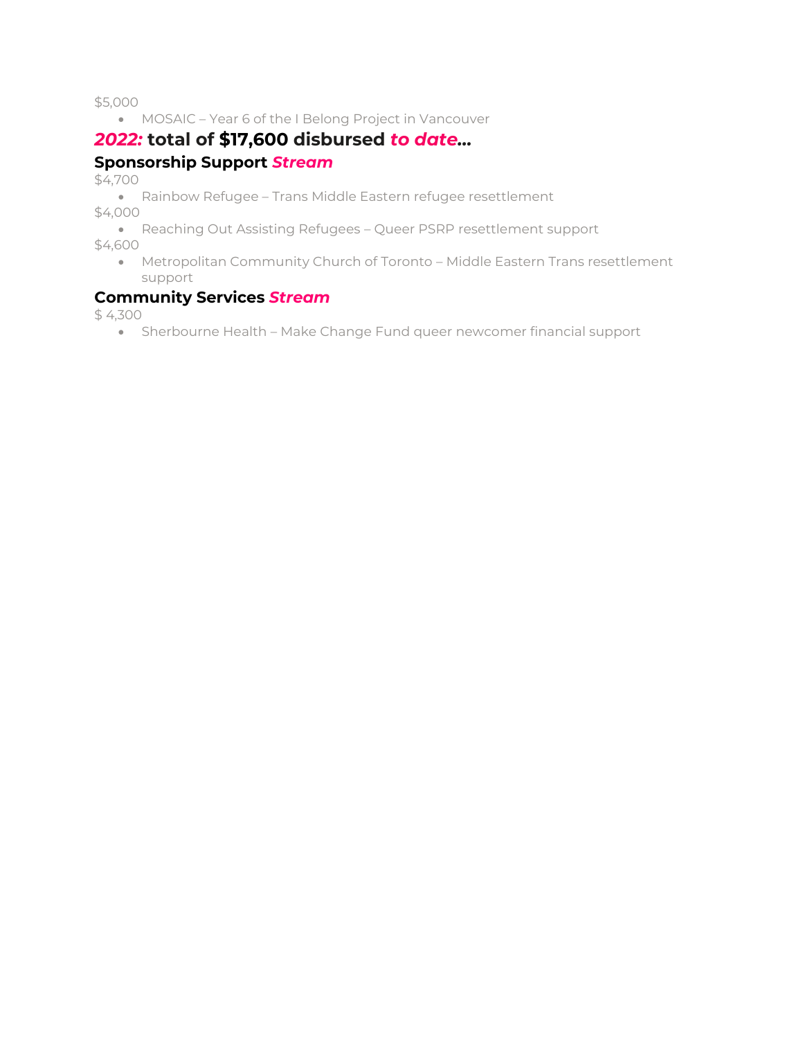$5,000

- MOSAIC – Year 6 of the I Belong Project in Vancouver

## *2022:* total of $17,600 disbursed *to date*...

### Sponsorship Support *Stream*

$4,700

- Rainbow Refugee – Trans Middle Eastern refugee resettlement

$4,000

- Reaching Out Assisting Refugees – Queer PSRP resettlement support

$4,600

- Metropolitan Community Church of Toronto – Middle Eastern Trans resettlement support

### Community Services *Stream*

$ 4,300

- Sherbourne Health – Make Change Fund queer newcomer financial support